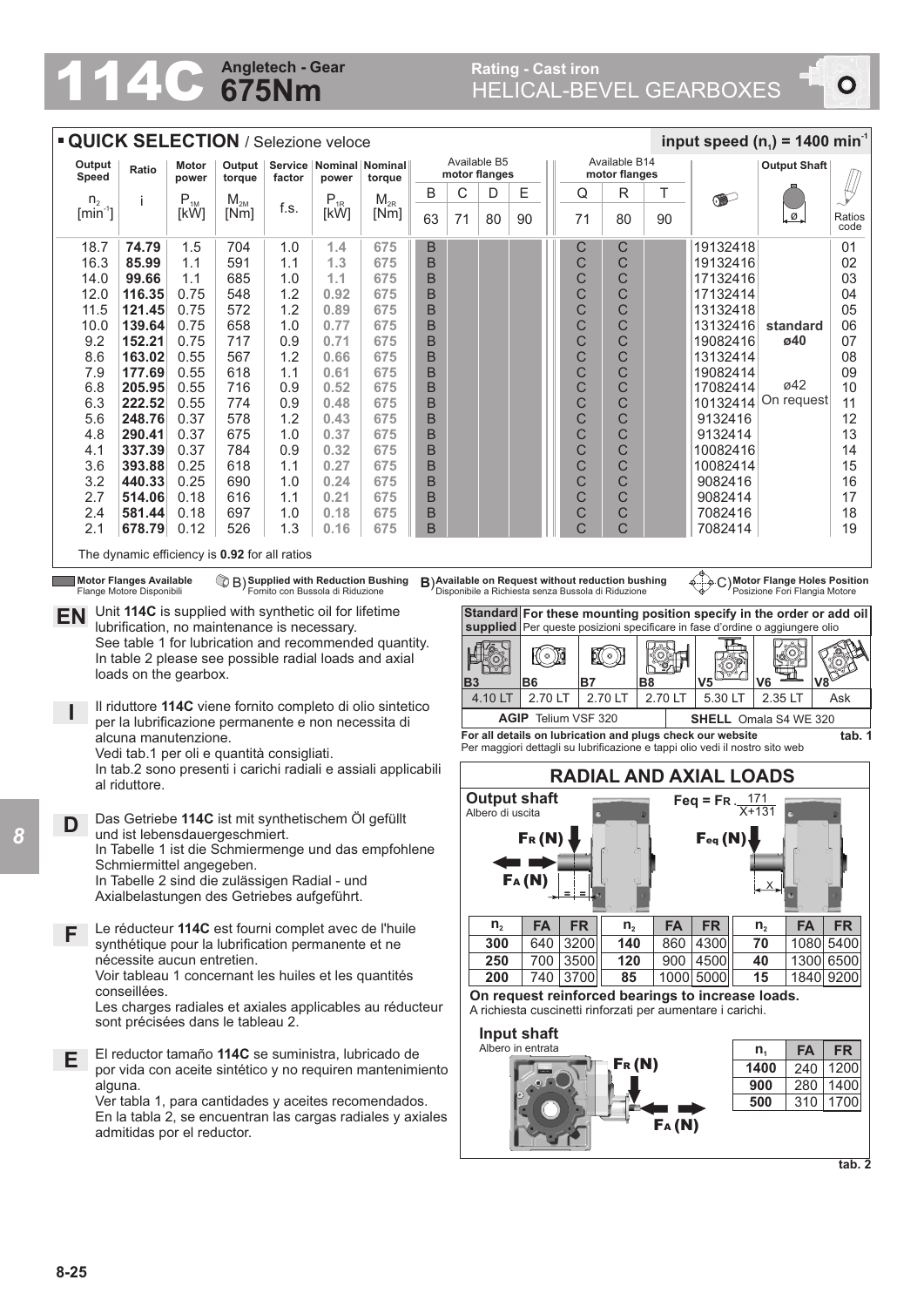# 114C Angletech - Gear 675Nm

Rating - Cast iron
HELICAL-BEVEL GEARBOXES

## QUICK SELECTION / Selezione veloce

input speed ($n_1$) = 1400 min$^{-1}$

| Output Speed $n_2$ [min$^{-1}$] | Ratio i | Motor power $P_{1M}$ [kW] | Output torque $M_{2M}$ [Nm] | Service factor f.s. | Nominal power $P_{1R}$ [kW] | Nominal torque $M_{2R}$ [Nm] | Available B5 motor flanges B 63 | C 71 | D 80 | E 90 | Available B14 motor flanges Q 71 | R 80 | T 90 | | Output Shaft | Ratios code |
|---|---|---|---|---|---|---|---|---|---|---|---|---|---|---|---|---|
| 18.7 | **74.79** | 1.5 | 704 | 1.0 | **1.4** | **675** | B | | | | C | C | | 19132418 | | 01 |
| 16.3 | **85.99** | 1.1 | 591 | 1.1 | **1.3** | **675** | B | | | | C | C | | 19132416 | | 02 |
| 14.0 | **99.66** | 1.1 | 685 | 1.0 | **1.1** | **675** | B | | | | C | C | | 17132416 | | 03 |
| 12.0 | **116.35** | 0.75 | 548 | 1.2 | **0.92** | **675** | B | | | | C | C | | 17132414 | | 04 |
| 11.5 | **121.45** | 0.75 | 572 | 1.2 | **0.89** | **675** | B | | | | C | C | | 13132418 | | 05 |
| 10.0 | **139.64** | 0.75 | 658 | 1.0 | **0.77** | **675** | B | | | | C | C | | 13132416 | **standard** | 06 |
| 9.2 | **152.21** | 0.75 | 717 | 0.9 | **0.71** | **675** | B | | | | C | C | | 19082416 | **ø40** | 07 |
| 8.6 | **163.02** | 0.55 | 567 | 1.2 | **0.66** | **675** | B | | | | C | C | | 13132414 | | 08 |
| 7.9 | **177.69** | 0.55 | 618 | 1.1 | **0.61** | **675** | B | | | | C | C | | 19082414 | | 09 |
| 6.8 | **205.95** | 0.55 | 716 | 0.9 | **0.52** | **675** | B | | | | C | C | | 17082414 | ø42 | 10 |
| 6.3 | **222.52** | 0.55 | 774 | 0.9 | **0.48** | **675** | B | | | | C | C | | 10132414 | On request | 11 |
| 5.6 | **248.76** | 0.37 | 578 | 1.2 | **0.43** | **675** | B | | | | C | C | | 9132416 | | 12 |
| 4.8 | **290.41** | 0.37 | 675 | 1.0 | **0.37** | **675** | B | | | | C | C | | 9132414 | | 13 |
| 4.1 | **337.39** | 0.37 | 784 | 0.9 | **0.32** | **675** | B | | | | C | C | | 10082416 | | 14 |
| 3.6 | **393.88** | 0.25 | 618 | 1.1 | **0.27** | **675** | B | | | | C | C | | 10082414 | | 15 |
| 3.2 | **440.33** | 0.25 | 690 | 1.0 | **0.24** | **675** | B | | | | C | C | | 9082416 | | 16 |
| 2.7 | **514.06** | 0.18 | 616 | 1.1 | **0.21** | **675** | B | | | | C | C | | 9082414 | | 17 |
| 2.4 | **581.44** | 0.18 | 697 | 1.0 | **0.18** | **675** | B | | | | C | C | | 7082416 | | 18 |
| 2.1 | **678.79** | 0.12 | 526 | 1.3 | **0.16** | **675** | B | | | | C | C | | 7082414 | | 19 |

The dynamic efficiency is **0.92** for all ratios

**Motor Flanges Available** Flange Motore Disponibili — B) **Supplied with Reduction Bushing** Fornito con Bussola di Riduzione — B) **Available on Request without reduction bushing** Disponibile a Richiesta senza Bussola di Riduzione — C) **Motor Flange Holes Position** Posizione Fori Flangia Motore

**EN** Unit **114C** is supplied with synthetic oil for lifetime lubrification, no maintenance is necessary.
See table 1 for lubrication and recommended quantity.
In table 2 please see possible radial loads and axial loads on the gearbox.

**I** Il riduttore **114C** viene fornito completo di olio sintetico per la lubrificazione permanente e non necessita di alcuna manutenzione.
Vedi tab.1 per oli e quantità consigliati.
In tab.2 sono presenti i carichi radiali e assiali applicabili al riduttore.

**D** Das Getriebe **114C** ist mit synthetischem Öl gefüllt und ist lebensdauergeschmiert.
In Tabelle 1 ist die Schmiermenge und das empfohlene Schmiermittel angegeben.
In Tabelle 2 sind die zulässigen Radial - und Axialbelastungen des Getriebes aufgeführt.

**F** Le réducteur **114C** est fourni complet avec de l'huile synthétique pour la lubrification permanente et ne nécessite aucun entretien.
Voir tableau 1 concernant les huiles et les quantités conseillées.
Les charges radiales et axiales applicables au réducteur sont précisées dans le tableau 2.

**E** El reductor tamaño **114C** se suministra, lubricado de por vida con aceite sintético y no requiren mantenimiento alguna.
Ver tabla 1, para cantidades y aceites recomendados.
En la tabla 2, se encuentran las cargas radiales y axiales admitidas por el reductor.

| **Standard supplied** | **For these mounting position specify in the order or add oil** Per queste posizioni specificare in fase d'ordine o aggiungere olio | | | | | |
|---|---|---|---|---|---|---|
| B3 | B6 | B7 | B8 | V5 | V6 | V8 |
| 4.10 LT | 2.70 LT | 2.70 LT | 2.70 LT | 5.30 LT | 2.35 LT | Ask |

**AGIP** Telium VSF 320 — **SHELL** Omala S4 WE 320

**For all details on lubrication and plugs check our website**
Per maggiori dettagli su lubrificazione e tappi olio vedi il nostro sito web

**tab. 1**

### RADIAL AND AXIAL LOADS

**Output shaft**
Albero di uscita

$$F_{eq} = F_R \cdot \frac{171}{X+131}$$

| $n_2$ | FA | FR | $n_2$ | FA | FR | $n_2$ | FA | FR |
|---|---|---|---|---|---|---|---|---|
| **300** | 640 | 3200 | **140** | 860 | 4300 | **70** | 1080 | 5400 |
| **250** | 700 | 3500 | **120** | 900 | 4500 | **40** | 1300 | 6500 |
| **200** | 740 | 3700 | **85** | 1000 | 5000 | **15** | 1840 | 9200 |

**On request reinforced bearings to increase loads.**
A richiesta cuscinetti rinforzati per aumentare i carichi.

**Input shaft**
Albero in entrata

| $n_1$ | FA | FR |
|---|---|---|
| **1400** | 240 | 1200 |
| **900** | 280 | 1400 |
| **500** | 310 | 1700 |

**tab. 2**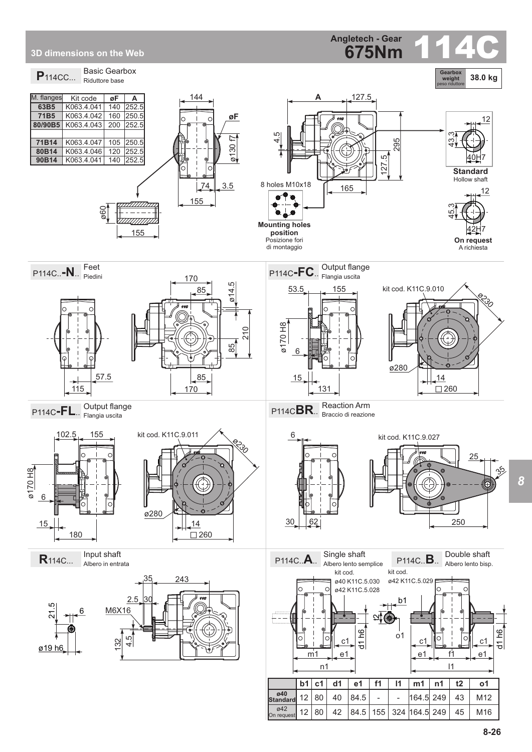3D dimensions on the Web

# Angletech - Gear 675Nm 114C

## P114CC... Basic Gearbox
Riduttore base

| Gearbox weight peso riduttore | 38.0 kg |
|---|---|

| M. flanges | Kit code | øF | A |
|---|---|---|---|
| 63B5 | K063.4.041 | 140 | 252.5 |
| 71B5 | K063.4.042 | 160 | 250.5 |
| 80/90B5 | K063.4.043 | 200 | 252.5 |
| | | | |
| 71B14 | K063.4.047 | 105 | 250.5 |
| 80B14 | K063.4.046 | 120 | 252.5 |
| 90B14 | K063.4.041 | 140 | 252.5 |

144
øF
ø130 f7
74
3.5
155
ø60
155

A
127.5
4.5
295
127.5
165
8 holes M10x18

**Mounting holes position**
Posizione fori di montaggio

12
43.3
40H7
**Standard**
Hollow shaft

12
45.3
42H7
**On request**
A richiesta

## P114C..-N.. Feet
Piedini

170
85
ø14.5
210
85
57.5
115
85
170

## P114C-FC.. Output flange
Flangia uscita

53.5
155
kit cod. K11C.9.010
ø230
ø170 H8
6
ø280
15
131
14
□ 260

## P114C-FL.. Output flange
Flangia uscita

102.5
155
kit cod. K11C.9.011
ø230
ø170 H8
6
ø280
15
180
14
□ 260

## P114CBR.. Reaction Arm
Braccio di reazione

6
kit cod. K11C.9.027
25
35
30
62
250

## R114C... Input shaft
Albero in entrata

21.5
6
ø19 h6
35
243
2.5
30
M6X16
132
4.5

## P114C..A.. Single shaft
Albero lento semplice

kit cod.
ø40 K11C.5.030
ø42 K11C.5.028

## P114C..B.. Double shaft
Albero lento bisp.

kit cod.
ø42 K11C.5.029

| | b1 | c1 | d1 | e1 | f1 | l1 | m1 | n1 | t2 | o1 |
|---|---|---|---|---|---|---|---|---|---|---|
| ø40 Standard | 12 | 80 | 40 | 84.5 | - | - | 164.5 | 249 | 43 | M12 |
| ø42 On request | 12 | 80 | 42 | 84.5 | 155 | 324 | 164.5 | 249 | 45 | M16 |